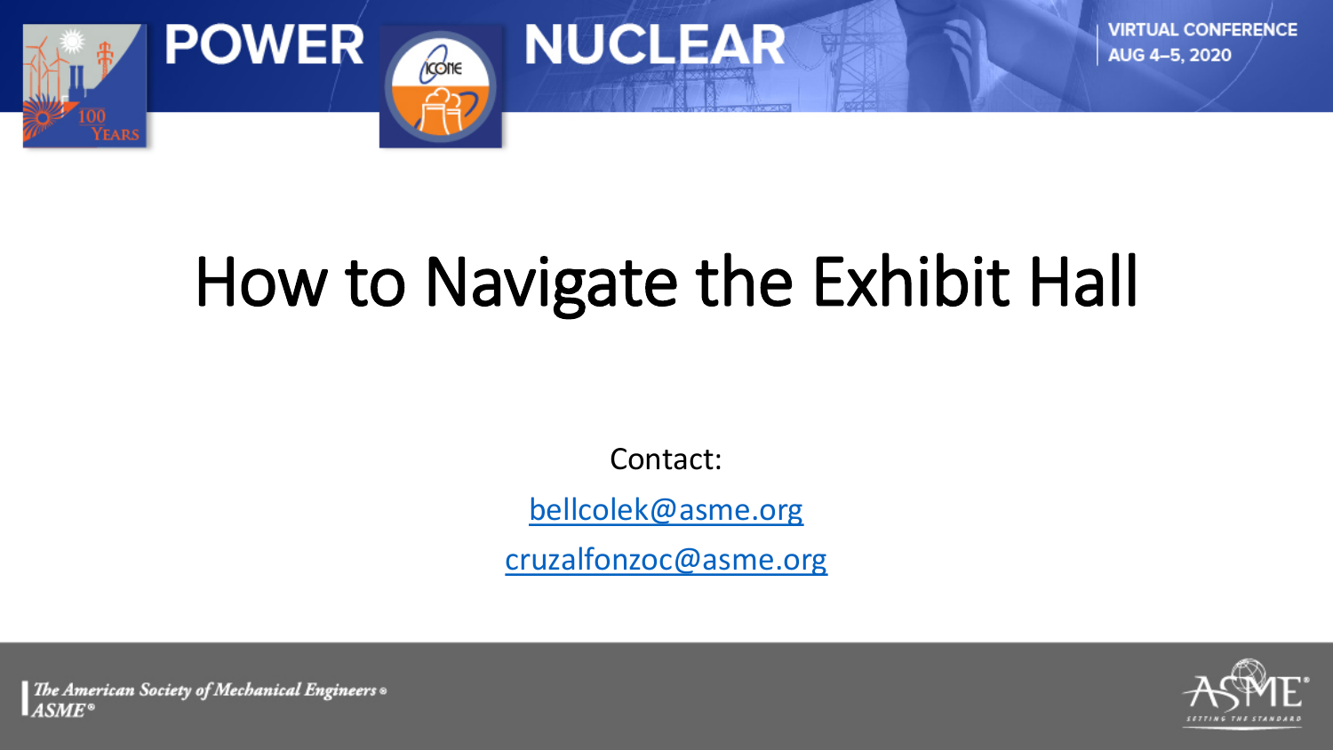# How to Navigate the Exhibit Hall

Contact:

bellcolek@asme.org

cruzalfonzoc@asme.org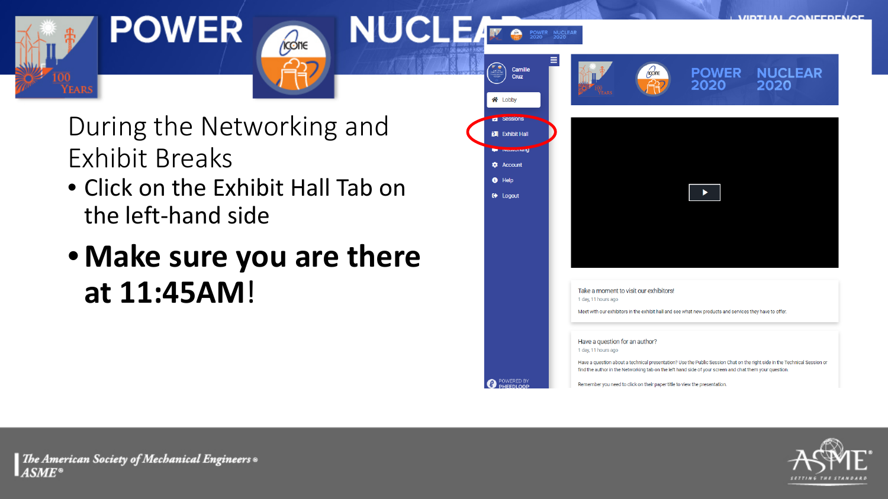# During the Networking and Exhibit Breaks

- Click on the Exhibit Hall Tab on the left-hand side
- **Make sure you are there at 11:45AM**!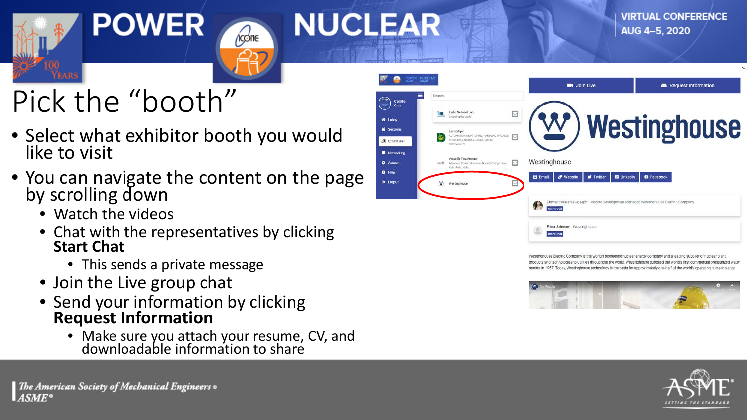# Pick the "booth"

- Select what exhibitor booth you would like to visit
- You can navigate the content on the page by scrolling down
  - Watch the videos
  - Chat with the representatives by clicking **Start Chat**
    - This sends a private message
  - Join the Live group chat
  - Send your information by clicking **Request Information**
    - Make sure you attach your resume, CV, and downloadable information to share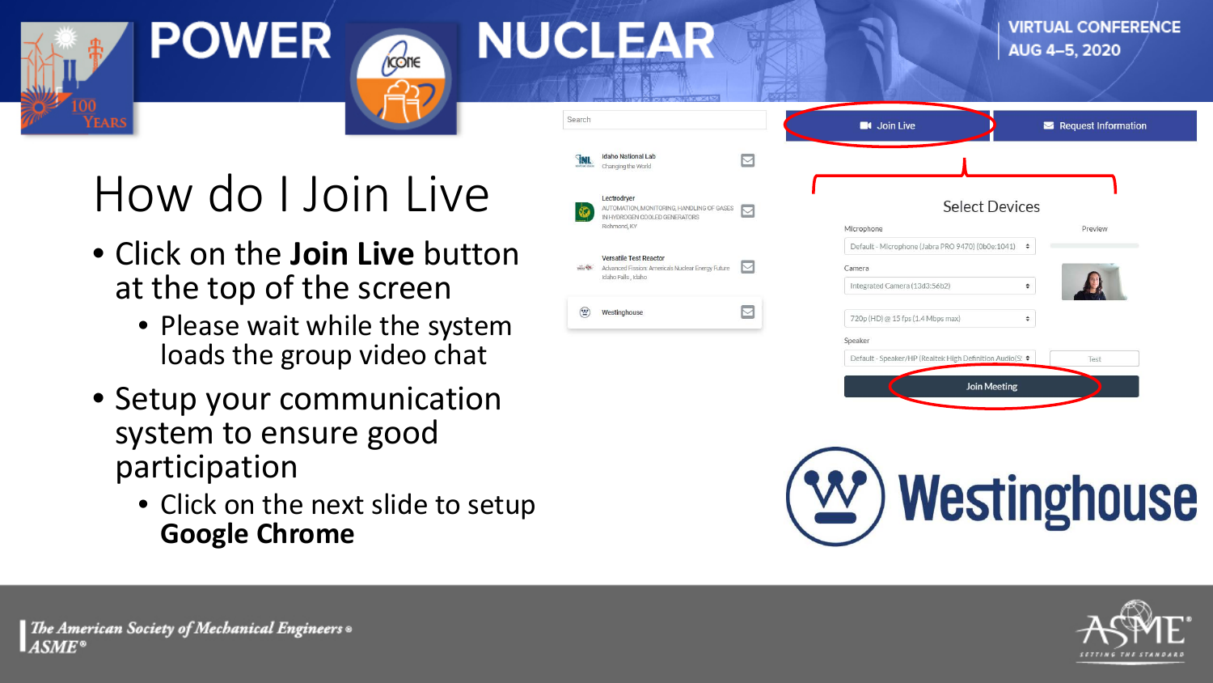# How do I Join Live

- Click on the **Join Live** button at the top of the screen
  - Please wait while the system loads the group video chat
- Setup your communication system to ensure good participation
  - Click on the next slide to setup **Google Chrome**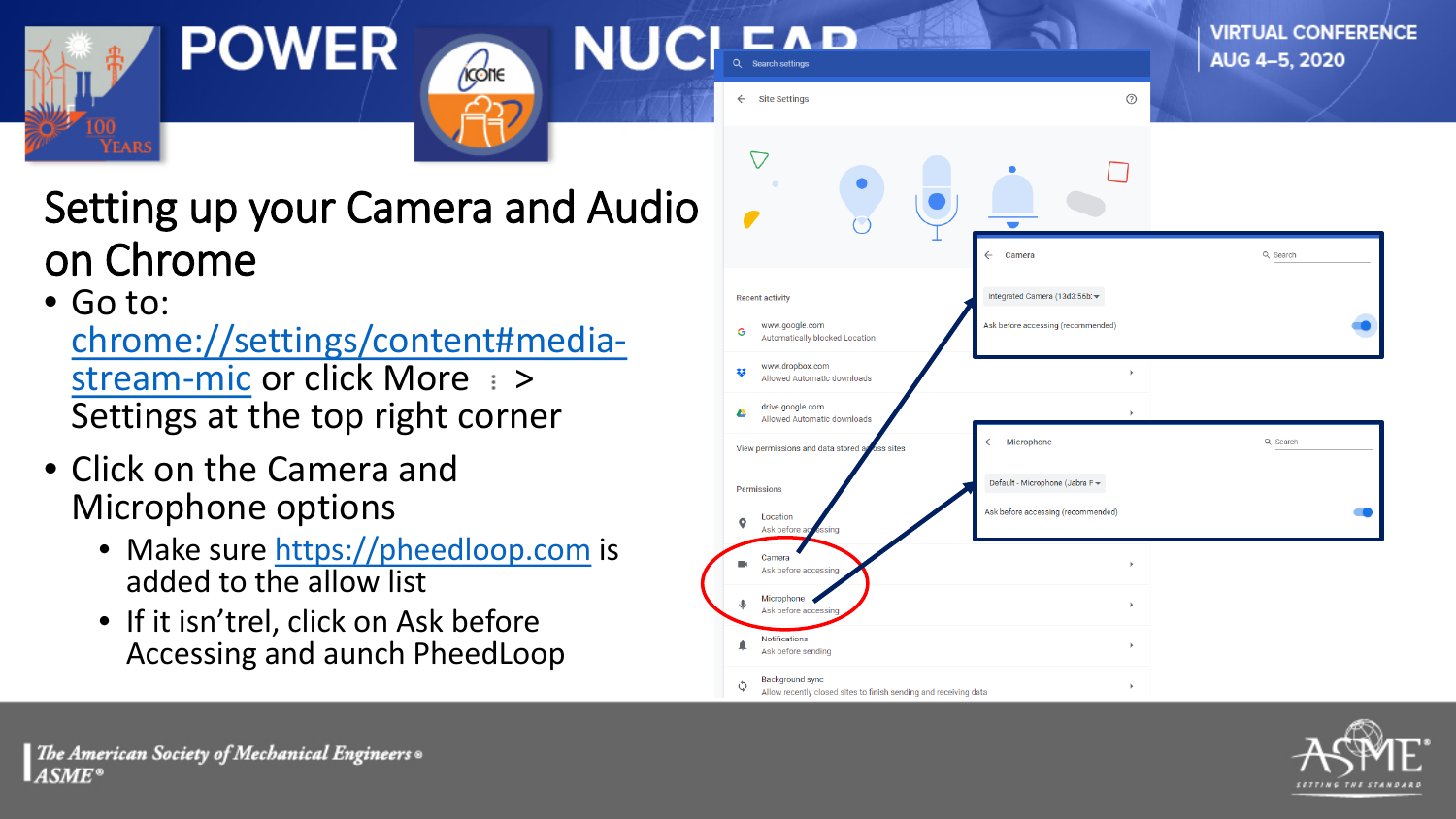# Setting up your Camera and Audio on Chrome

- Go to: chrome://settings/content#media-stream-mic or click More ⋮ > Settings at the top right corner
- Click on the Camera and Microphone options
  - Make sure https://pheedloop.com is added to the allow list
  - If it isn'trel, click on Ask before Accessing and aunch PheedLoop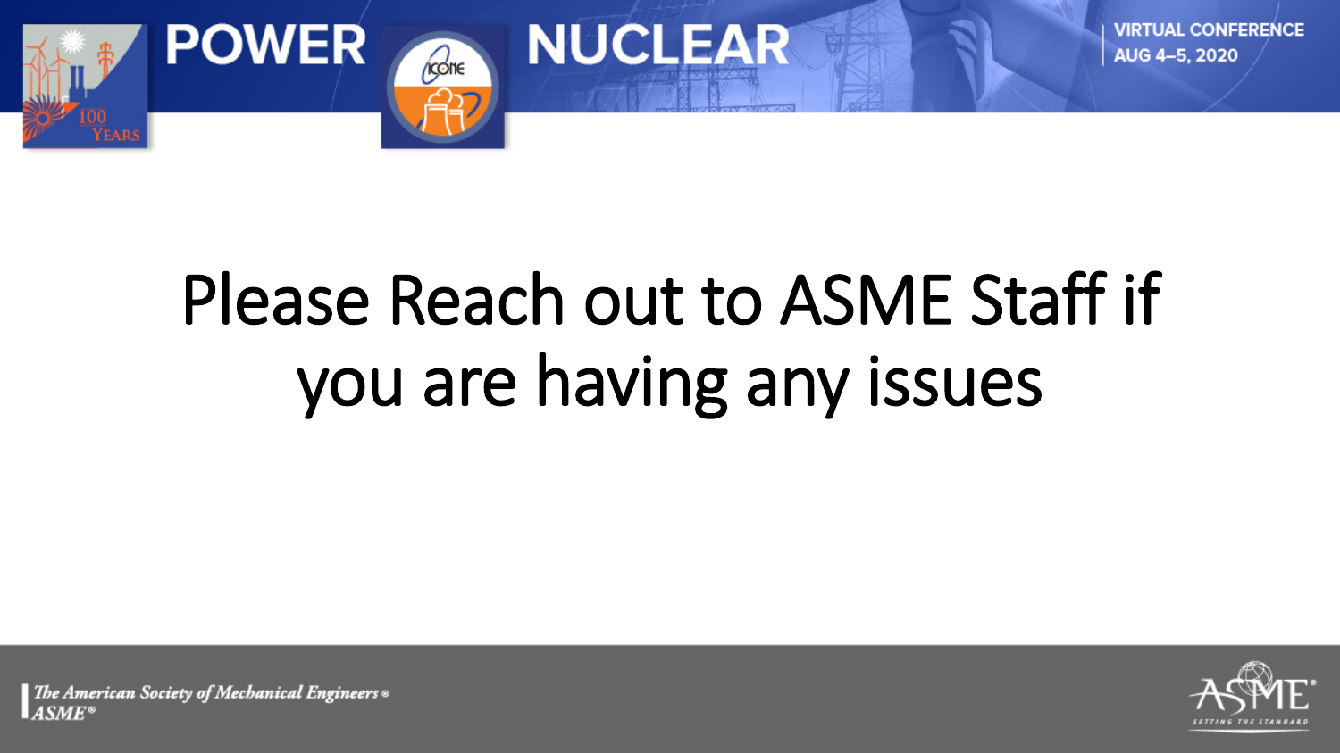# Please Reach out to ASME Staff if you are having any issues